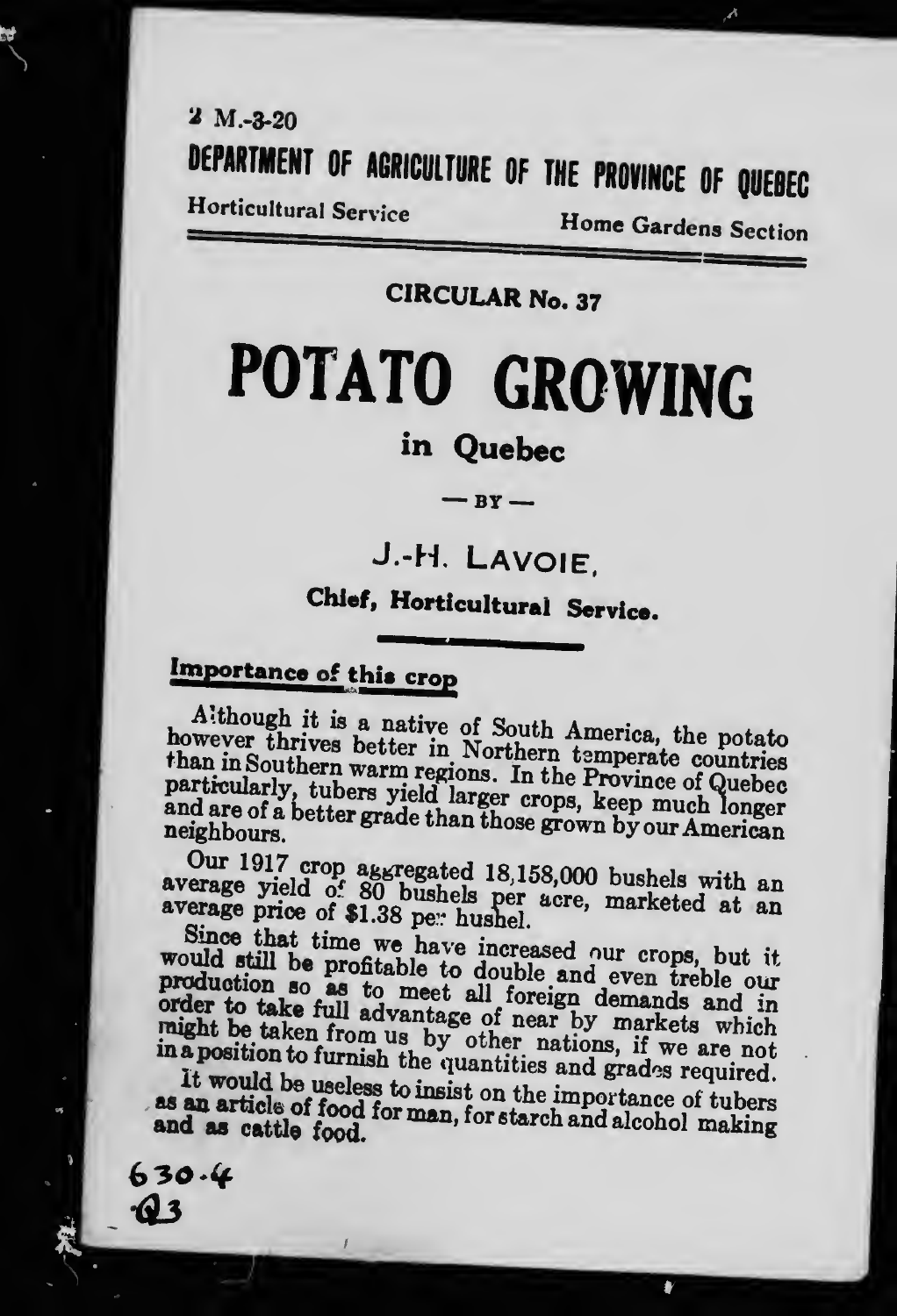2 M.-3-20

# DEPARTMENT OF AGRICULTURE OF THE PROVINCE OF QUEBEC

Horticultural Service — Home Gardens Section

## CIRCULAR No. 37

# POTATO GROWING

## in Quebec

— BY —

### J.-H. LAVOIE,

**Chief, Horticultural Service.**

### Importance of this crop

Although it is a native of South America, the potato however thrives better in Northern temperate countries than in Southern warm regions. In the Province of Quebec particularly, tubers yield larger crops, keep much longer and are of a better grade than those grown by our American neighbours.

Our 1917 crop aggregated 18,158,000 bushels with an average yield of 80 bushels per acre, marketed at an average price of $1.38 per bushel.

Since that time we have increased our crops, but it would still be profitable to double and even treble our production so as to meet all foreign demands and in order to take full advantage of near by markets which might be taken from us by other nations, if we are not in a position to furnish the quantities and grades required.

It would be useless to insist on the importance of tubers as an article of food for man, for starch and alcohol making and as cattle food.

630.4
Q3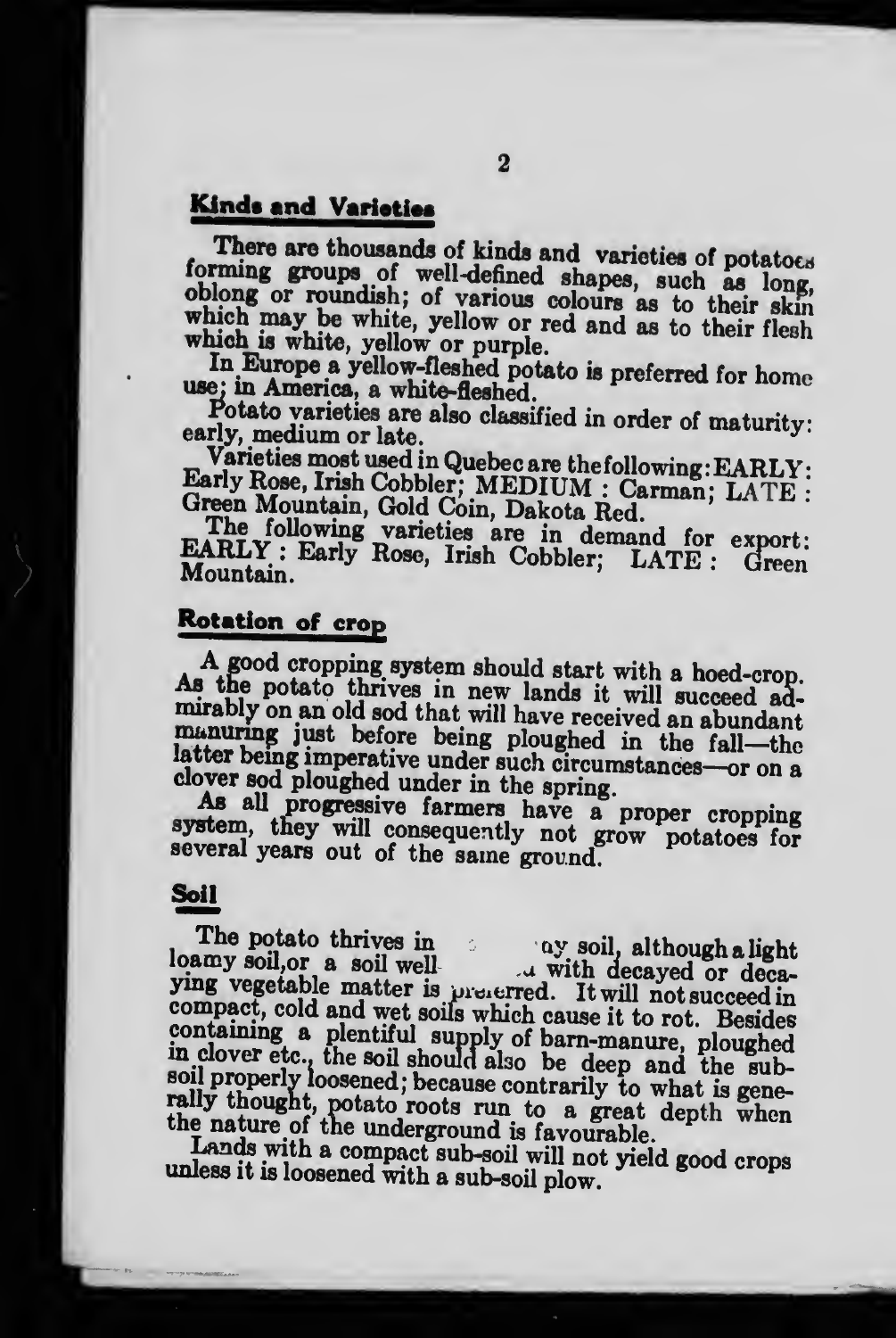## Kinds and Varieties

There are thousands of kinds and varieties of potatoes forming groups of well-defined shapes, such as long, oblong or roundish; of various colours as to their skin which may be white, yellow or red and as to their flesh which is white, yellow or purple.

In Europe a yellow-fleshed potato is preferred for home use; in America, a white-fleshed.

Potato varieties are also classified in order of maturity: early, medium or late.

Varieties most used in Quebec are the following: EARLY: Early Rose, Irish Cobbler; MEDIUM : Carman; LATE : Green Mountain, Gold Coin, Dakota Red.

The following varieties are in demand for export: EARLY : Early Rose, Irish Cobbler; LATE : Green Mountain.

## Rotation of crop

A good cropping system should start with a hoed-crop. As the potato thrives in new lands it will succeed admirably on an old sod that will have received an abundant manuring just before being ploughed in the fall—the latter being imperative under such circumstances—or on a clover sod ploughed under in the spring.

As all progressive farmers have a proper cropping system, they will consequently not grow potatoes for several years out of the same ground.

## Soil

The potato thrives in ay soil, although a light loamy soil, or a soil well with decayed or decaying vegetable matter is preferred. It will not succeed in compact, cold and wet soils which cause it to rot. Besides containing a plentiful supply of barn-manure, ploughed in clover etc., the soil should also be deep and the sub-soil properly loosened; because contrarily to what is generally thought, potato roots run to a great depth when the nature of the underground is favourable.

Lands with a compact sub-soil will not yield good crops unless it is loosened with a sub-soil plow.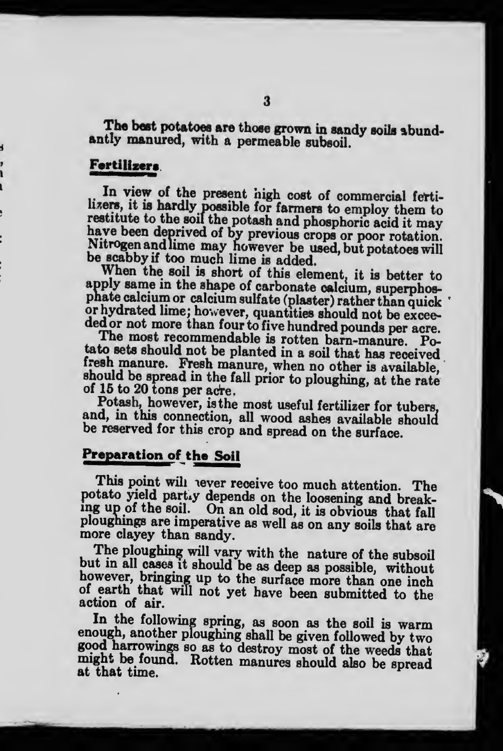The best potatoes are those grown in sandy soils abundantly manured, with a permeable subsoil.

## Fertilizers

In view of the present high cost of commercial fertilizers, it is hardly possible for farmers to employ them to restitute to the soil the potash and phosphoric acid it may have been deprived of by previous crops or poor rotation. Nitrogen and lime may however be used, but potatoes will be scabby if too much lime is added.

When the soil is short of this element, it is better to apply same in the shape of carbonate calcium, superphosphate calcium or calcium sulfate (plaster) rather than quick or hydrated lime; however, quantities should not be exceeded or not more than four to five hundred pounds per acre.

The most recommendable is rotten barn-manure. Potato sets should not be planted in a soil that has received fresh manure. Fresh manure, when no other is available, should be spread in the fall prior to ploughing, at the rate of 15 to 20 tons per acre.

Potash, however, is the most useful fertilizer for tubers, and, in this connection, all wood ashes available should be reserved for this crop and spread on the surface.

## Preparation of the Soil

This point will never receive too much attention. The potato yield partly depends on the loosening and breaking up of the soil. On an old sod, it is obvious that fall ploughings are imperative as well as on any soils that are more clayey than sandy.

The ploughing will vary with the nature of the subsoil but in all cases it should be as deep as possible, without however, bringing up to the surface more than one inch of earth that will not yet have been submitted to the action of air.

In the following spring, as soon as the soil is warm enough, another ploughing shall be given followed by two good harrowings so as to destroy most of the weeds that might be found. Rotten manures should also be spread at that time.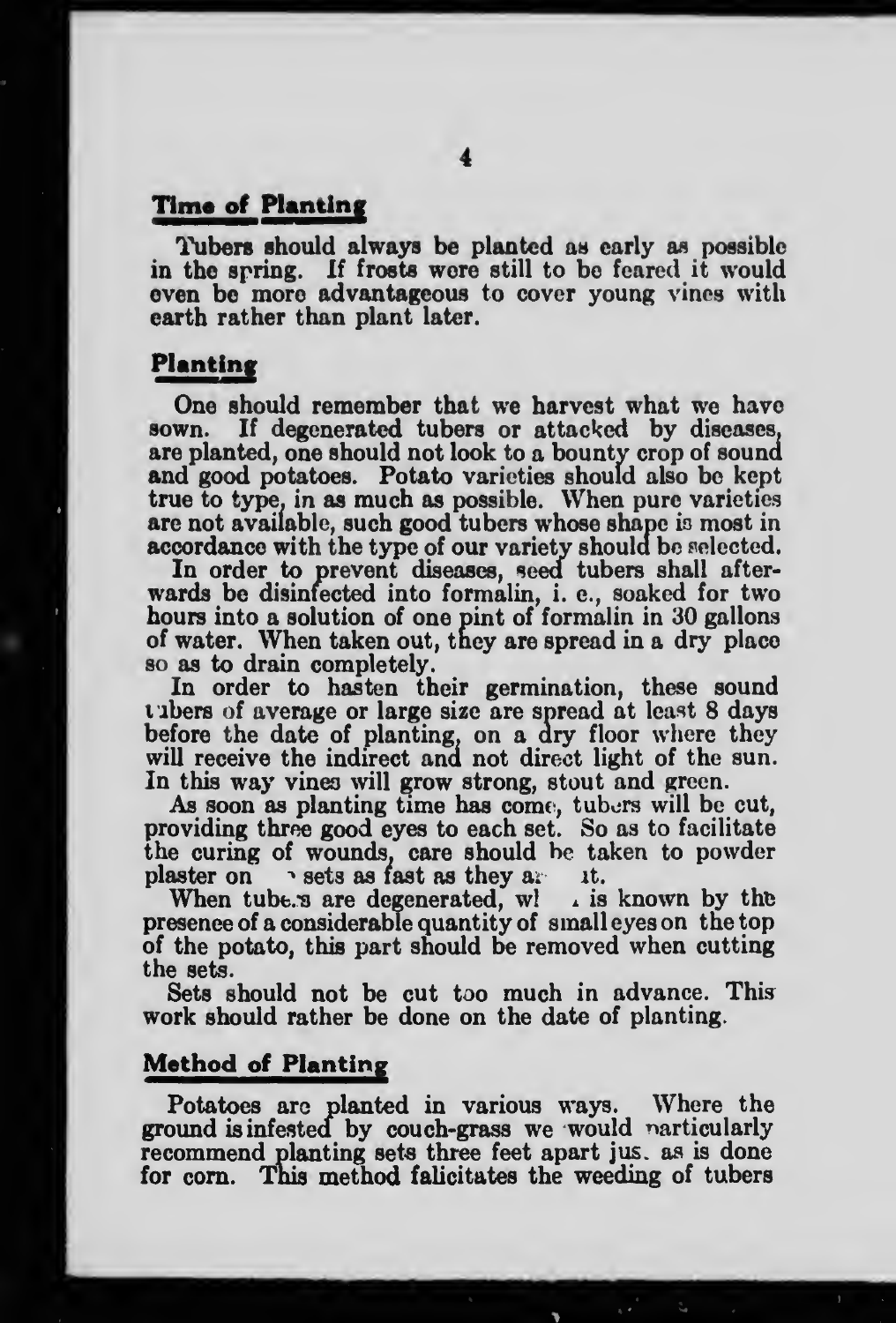## Time of Planting

Tubers should always be planted as early as possible in the spring. If frosts were still to be feared it would even be more advantageous to cover young vines with earth rather than plant later.

## Planting

One should remember that we harvest what we have sown. If degenerated tubers or attacked by diseases, are planted, one should not look to a bounty crop of sound and good potatoes. Potato varieties should also be kept true to type, in as much as possible. When pure varieties are not available, such good tubers whose shape is most in accordance with the type of our variety should be selected.

In order to prevent diseases, seed tubers shall afterwards be disinfected into formalin, i. e., soaked for two hours into a solution of one pint of formalin in 30 gallons of water. When taken out, they are spread in a dry place so as to drain completely.

In order to hasten their germination, these sound tubers of average or large size are spread at least 8 days before the date of planting, on a dry floor where they will receive the indirect and not direct light of the sun. In this way vines will grow strong, stout and green.

As soon as planting time has come, tubers will be cut, providing three good eyes to each set. So as to facilitate the curing of wounds, care should be taken to powder plaster on the sets as fast as they are cut.

When tubers are degenerated, which is known by the presence of a considerable quantity of small eyes on the top of the potato, this part should be removed when cutting the sets.

Sets should not be cut too much in advance. This work should rather be done on the date of planting.

## Method of Planting

Potatoes are planted in various ways. Where the ground is infested by couch-grass we would particularly recommend planting sets three feet apart just as is done for corn. This method falicitates the weeding of tubers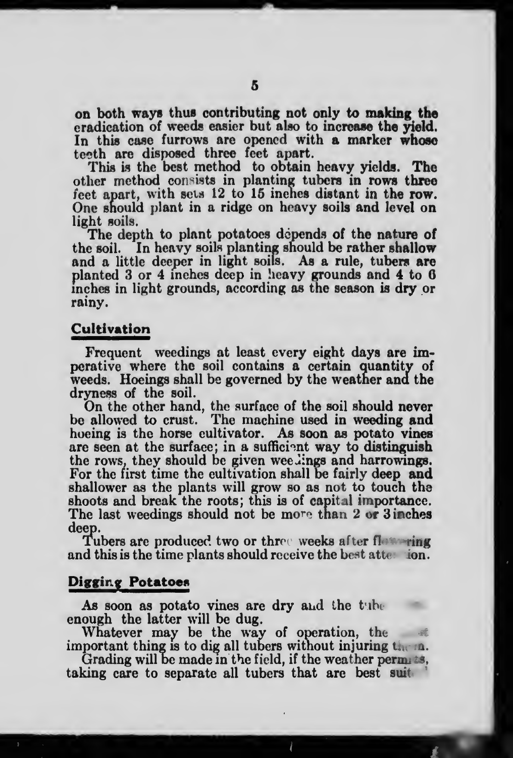on both ways thus contributing not only to making the eradication of weeds easier but also to increase the yield. In this case furrows are opened with a marker whose teeth are disposed three feet apart.

This is the best method to obtain heavy yields. The other method consists in planting tubers in rows three feet apart, with sets 12 to 15 inches distant in the row. One should plant in a ridge on heavy soils and level on light soils.

The depth to plant potatoes depends of the nature of the soil. In heavy soils planting should be rather shallow and a little deeper in light soils. As a rule, tubers are planted 3 or 4 inches deep in heavy grounds and 4 to 6 inches in light grounds, according as the season is dry or rainy.

## Cultivation

Frequent weedings at least every eight days are imperative where the soil contains a certain quantity of weeds. Hoeings shall be governed by the weather and the dryness of the soil.

On the other hand, the surface of the soil should never be allowed to crust. The machine used in weeding and hoeing is the horse cultivator. As soon as potato vines are seen at the surface; in a sufficient way to distinguish the rows, they should be given weedings and harrowings. For the first time the cultivation shall be fairly deep and shallower as the plants will grow so as not to touch the shoots and break the roots; this is of capital importance. The last weedings should not be more than 2 or 3 inches deep.

Tubers are produced two or three weeks after flowering and this is the time plants should receive the best attention.

## Digging Potatoes

As soon as potato vines are dry and the tube... enough the latter will be dug.

Whatever may be the way of operation, the ... important thing is to dig all tubers without injuring them.

Grading will be made in the field, if the weather permits, taking care to separate all tubers that are best suit...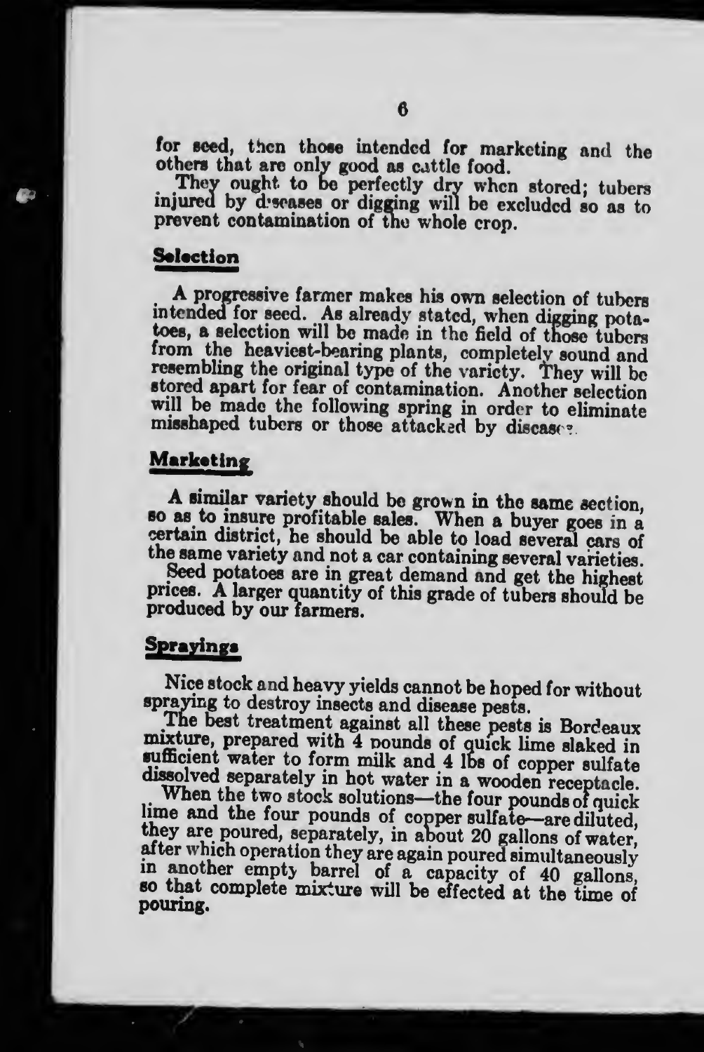for seed, then those intended for marketing and the others that are only good as cattle food.

They ought to be perfectly dry when stored; tubers injured by diseases or digging will be excluded so as to prevent contamination of the whole crop.

## Selection

A progressive farmer makes his own selection of tubers intended for seed. As already stated, when digging potatoes, a selection will be made in the field of those tubers from the heaviest-bearing plants, completely sound and resembling the original type of the variety. They will be stored apart for fear of contamination. Another selection will be made the following spring in order to eliminate misshaped tubers or those attacked by diseases.

## Marketing

A similar variety should be grown in the same section, so as to insure profitable sales. When a buyer goes in a certain district, he should be able to load several cars of the same variety and not a car containing several varieties.

Seed potatoes are in great demand and get the highest prices. A larger quantity of this grade of tubers should be produced by our farmers.

## Sprayings

Nice stock and heavy yields cannot be hoped for without spraying to destroy insects and disease pests.

The best treatment against all these pests is Bordeaux mixture, prepared with 4 pounds of quick lime slaked in sufficient water to form milk and 4 lbs of copper sulfate dissolved separately in hot water in a wooden receptacle.

When the two stock solutions—the four pounds of quick lime and the four pounds of copper sulfate—are diluted, they are poured, separately, in about 20 gallons of water, after which operation they are again poured simultaneously in another empty barrel of a capacity of 40 gallons, so that complete mixture will be effected at the time of pouring.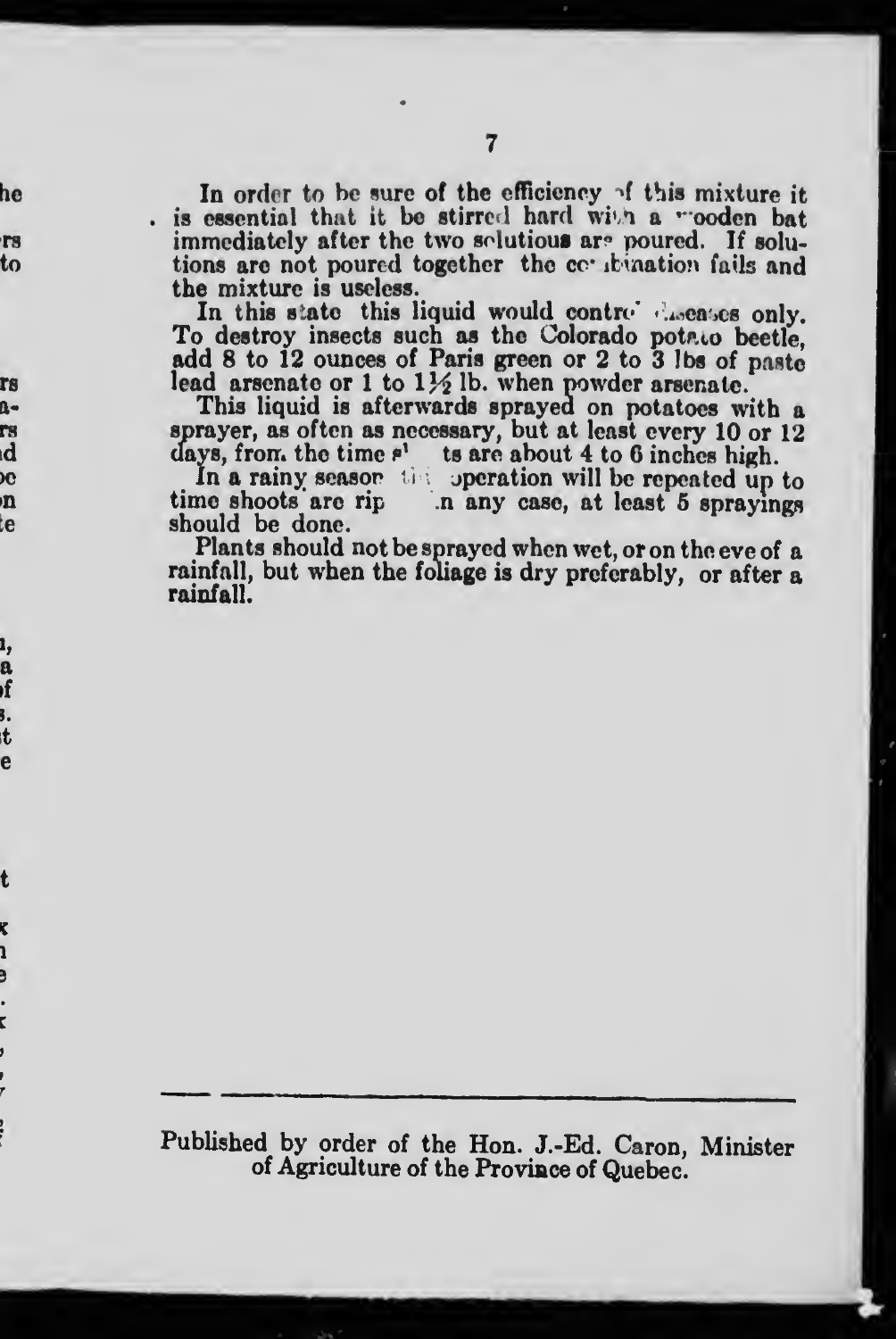In order to be sure of the efficiency of this mixture it is essential that it be stirred hard with a wooden bat immediately after the two solutious are poured. If solutions are not poured together the combination fails and the mixture is useless.

In this state this liquid would control diseases only. To destroy insects such as the Colorado potato beetle, add 8 to 12 ounces of Paris green or 2 to 3 lbs of paste lead arsenate or 1 to 1½ lb. when powder arsenate.

This liquid is afterwards sprayed on potatoes with a sprayer, as often as necessary, but at least every 10 or 12 days, from the time shoots are about 4 to 6 inches high.

In a rainy season this operation will be repeated up to time shoots are ripe. In any case, at least 5 sprayings should be done.

Plants should not be sprayed when wet, or on the eve of a rainfall, but when the foliage is dry preferably, or after a rainfall.

---

Published by order of the Hon. J.-Ed. Caron, Minister of Agriculture of the Province of Quebec.